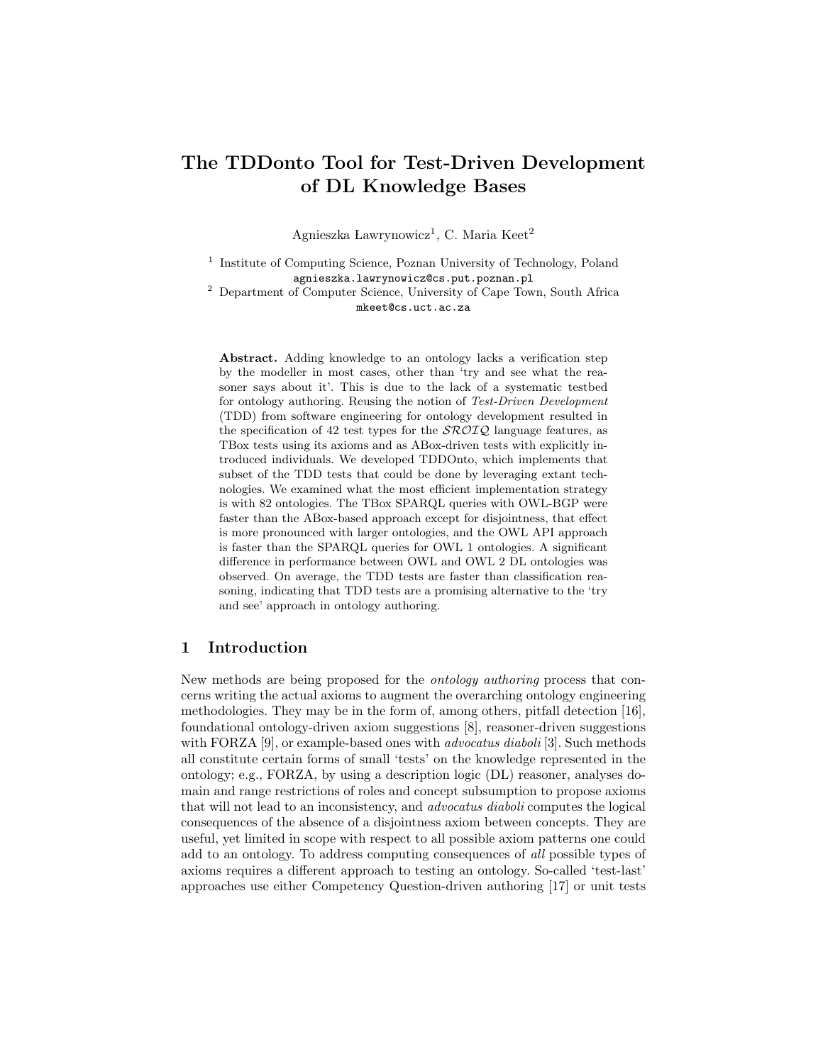# The TDDonto Tool for Test-Driven Development of DL Knowledge Bases

Agnieszka Ławrynowicz[1], C. Maria Keet[2]

[1] Institute of Computing Science, Poznan University of Technology, Poland
agnieszka.lawrynowicz@cs.put.poznan.pl

[2] Department of Computer Science, University of Cape Town, South Africa
mkeet@cs.uct.ac.za

**Abstract.** Adding knowledge to an ontology lacks a verification step by the modeller in most cases, other than 'try and see what the reasoner says about it'. This is due to the lack of a systematic testbed for ontology authoring. Reusing the notion of *Test-Driven Development* (TDD) from software engineering for ontology development resulted in the specification of 42 test types for the $\mathcal{SROIQ}$ language features, as TBox tests using its axioms and as ABox-driven tests with explicitly introduced individuals. We developed TDDOnto, which implements that subset of the TDD tests that could be done by leveraging extant technologies. We examined what the most efficient implementation strategy is with 82 ontologies. The TBox SPARQL queries with OWL-BGP were faster than the ABox-based approach except for disjointness, that effect is more pronounced with larger ontologies, and the OWL API approach is faster than the SPARQL queries for OWL 1 ontologies. A significant difference in performance between OWL and OWL 2 DL ontologies was observed. On average, the TDD tests are faster than classification reasoning, indicating that TDD tests are a promising alternative to the 'try and see' approach in ontology authoring.

## 1 Introduction

New methods are being proposed for the *ontology authoring* process that concerns writing the actual axioms to augment the overarching ontology engineering methodologies. They may be in the form of, among others, pitfall detection [16], foundational ontology-driven axiom suggestions [8], reasoner-driven suggestions with FORZA [9], or example-based ones with *advocatus diaboli* [3]. Such methods all constitute certain forms of small 'tests' on the knowledge represented in the ontology; e.g., FORZA, by using a description logic (DL) reasoner, analyses domain and range restrictions of roles and concept subsumption to propose axioms that will not lead to an inconsistency, and *advocatus diaboli* computes the logical consequences of the absence of a disjointness axiom between concepts. They are useful, yet limited in scope with respect to all possible axiom patterns one could add to an ontology. To address computing consequences of *all* possible types of axioms requires a different approach to testing an ontology. So-called 'test-last' approaches use either Competency Question-driven authoring [17] or unit tests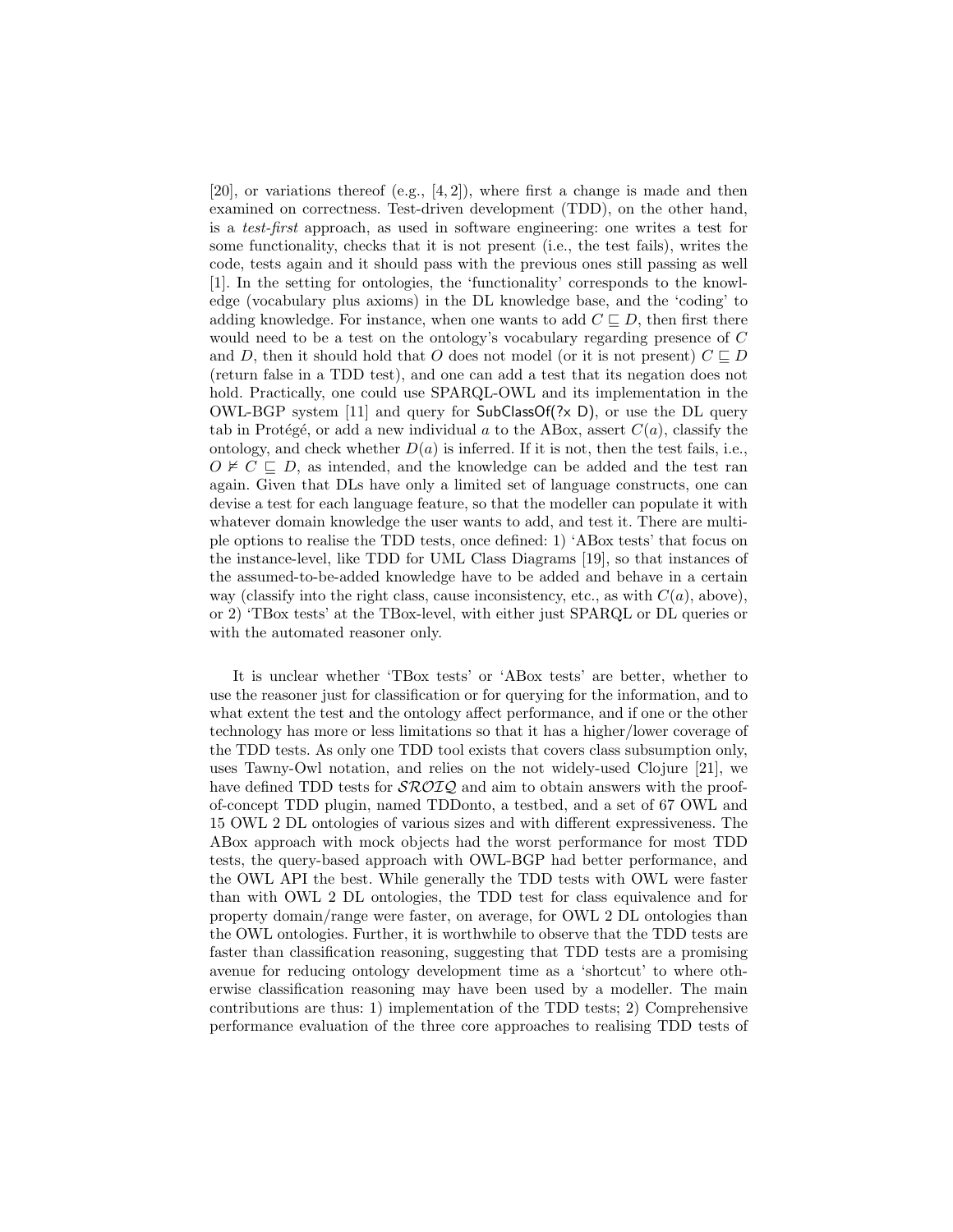[20], or variations thereof (e.g., [4, 2]), where first a change is made and then examined on correctness. Test-driven development (TDD), on the other hand, is a *test-first* approach, as used in software engineering: one writes a test for some functionality, checks that it is not present (i.e., the test fails), writes the code, tests again and it should pass with the previous ones still passing as well [1]. In the setting for ontologies, the 'functionality' corresponds to the knowledge (vocabulary plus axioms) in the DL knowledge base, and the 'coding' to adding knowledge. For instance, when one wants to add $C \sqsubseteq D$, then first there would need to be a test on the ontology's vocabulary regarding presence of $C$ and $D$, then it should hold that $O$ does not model (or it is not present) $C \sqsubseteq D$ (return false in a TDD test), and one can add a test that its negation does not hold. Practically, one could use SPARQL-OWL and its implementation in the OWL-BGP system [11] and query for SubClassOf(?x D), or use the DL query tab in Protégé, or add a new individual $a$ to the ABox, assert $C(a)$, classify the ontology, and check whether $D(a)$ is inferred. If it is not, then the test fails, i.e., $O \nvDash C \sqsubseteq D$, as intended, and the knowledge can be added and the test ran again. Given that DLs have only a limited set of language constructs, one can devise a test for each language feature, so that the modeller can populate it with whatever domain knowledge the user wants to add, and test it. There are multiple options to realise the TDD tests, once defined: 1) 'ABox tests' that focus on the instance-level, like TDD for UML Class Diagrams [19], so that instances of the assumed-to-be-added knowledge have to be added and behave in a certain way (classify into the right class, cause inconsistency, etc., as with $C(a)$, above), or 2) 'TBox tests' at the TBox-level, with either just SPARQL or DL queries or with the automated reasoner only.

It is unclear whether 'TBox tests' or 'ABox tests' are better, whether to use the reasoner just for classification or for querying for the information, and to what extent the test and the ontology affect performance, and if one or the other technology has more or less limitations so that it has a higher/lower coverage of the TDD tests. As only one TDD tool exists that covers class subsumption only, uses Tawny-Owl notation, and relies on the not widely-used Clojure [21], we have defined TDD tests for $\mathcal{SROIQ}$ and aim to obtain answers with the proof-of-concept TDD plugin, named TDDonto, a testbed, and a set of 67 OWL and 15 OWL 2 DL ontologies of various sizes and with different expressiveness. The ABox approach with mock objects had the worst performance for most TDD tests, the query-based approach with OWL-BGP had better performance, and the OWL API the best. While generally the TDD tests with OWL were faster than with OWL 2 DL ontologies, the TDD test for class equivalence and for property domain/range were faster, on average, for OWL 2 DL ontologies than the OWL ontologies. Further, it is worthwhile to observe that the TDD tests are faster than classification reasoning, suggesting that TDD tests are a promising avenue for reducing ontology development time as a 'shortcut' to where otherwise classification reasoning may have been used by a modeller. The main contributions are thus: 1) implementation of the TDD tests; 2) Comprehensive performance evaluation of the three core approaches to realising TDD tests of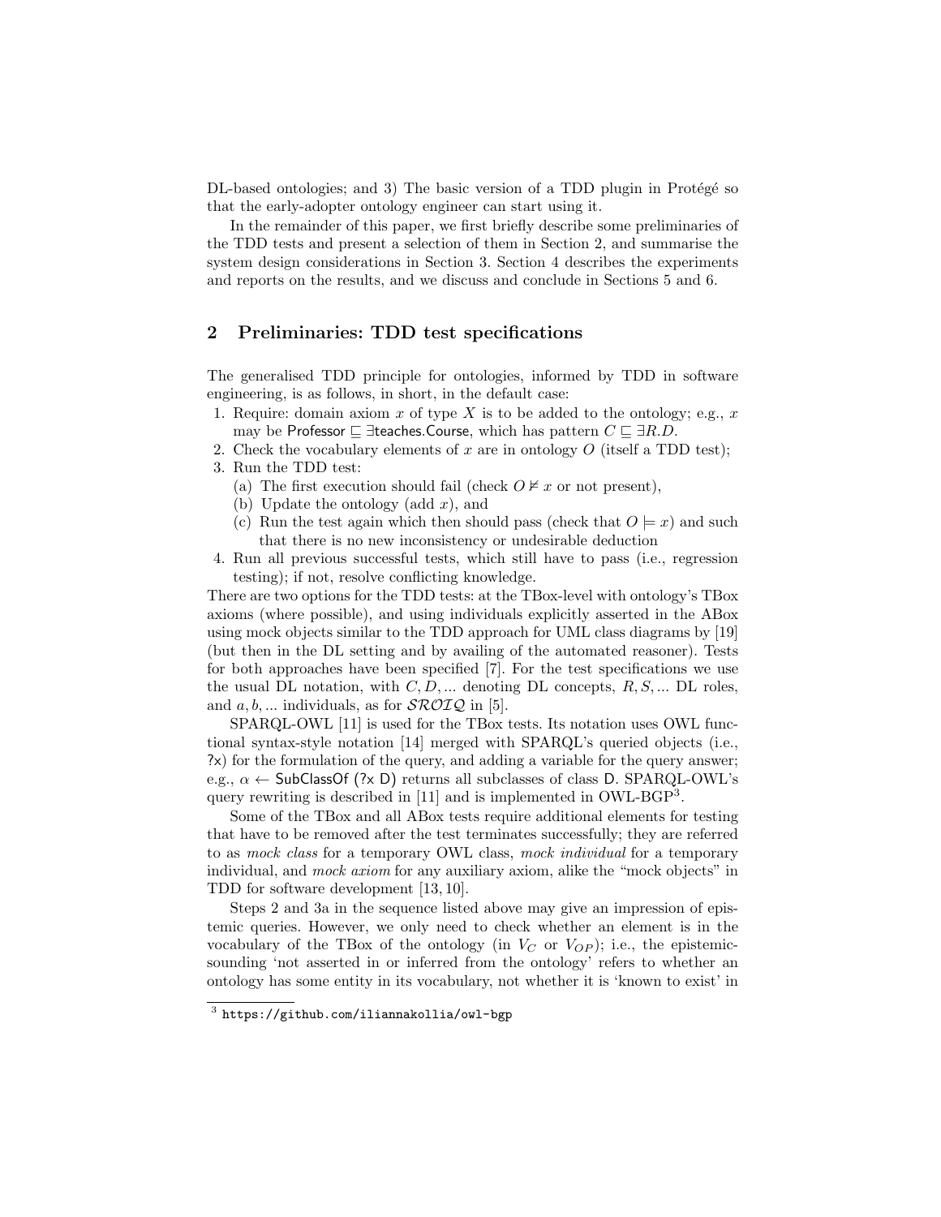DL-based ontologies; and 3) The basic version of a TDD plugin in Protégé so that the early-adopter ontology engineer can start using it.

In the remainder of this paper, we first briefly describe some preliminaries of the TDD tests and present a selection of them in Section 2, and summarise the system design considerations in Section 3. Section 4 describes the experiments and reports on the results, and we discuss and conclude in Sections 5 and 6.

## 2 Preliminaries: TDD test specifications

The generalised TDD principle for ontologies, informed by TDD in software engineering, is as follows, in short, in the default case:

1. Require: domain axiom $x$ of type $X$ is to be added to the ontology; e.g., $x$ may be $\mathsf{Professor} \sqsubseteq \exists \mathsf{teaches.Course}$, which has pattern $C \sqsubseteq \exists R.D$.
2. Check the vocabulary elements of $x$ are in ontology $O$ (itself a TDD test);
3. Run the TDD test:
   (a) The first execution should fail (check $O \nvDash x$ or not present),
   (b) Update the ontology (add $x$), and
   (c) Run the test again which then should pass (check that $O \models x$) and such that there is no new inconsistency or undesirable deduction
4. Run all previous successful tests, which still have to pass (i.e., regression testing); if not, resolve conflicting knowledge.

There are two options for the TDD tests: at the TBox-level with ontology's TBox axioms (where possible), and using individuals explicitly asserted in the ABox using mock objects similar to the TDD approach for UML class diagrams by [19] (but then in the DL setting and by availing of the automated reasoner). Tests for both approaches have been specified [7]. For the test specifications we use the usual DL notation, with $C, D, ...$ denoting DL concepts, $R, S, ...$ DL roles, and $a, b, ...$ individuals, as for $\mathcal{SROIQ}$ in [5].

SPARQL-OWL [11] is used for the TBox tests. Its notation uses OWL functional syntax-style notation [14] merged with SPARQL's queried objects (i.e., ?x) for the formulation of the query, and adding a variable for the query answer; e.g., $\alpha \leftarrow$ SubClassOf (?x D) returns all subclasses of class D. SPARQL-OWL's query rewriting is described in [11] and is implemented in OWL-BGP[3].

Some of the TBox and all ABox tests require additional elements for testing that have to be removed after the test terminates successfully; they are referred to as *mock class* for a temporary OWL class, *mock individual* for a temporary individual, and *mock axiom* for any auxiliary axiom, alike the "mock objects" in TDD for software development [13, 10].

Steps 2 and 3a in the sequence listed above may give an impression of epistemic queries. However, we only need to check whether an element is in the vocabulary of the TBox of the ontology (in $V_C$ or $V_{OP}$); i.e., the epistemic-sounding 'not asserted in or inferred from the ontology' refers to whether an ontology has some entity in its vocabulary, not whether it is 'known to exist' in

[3] https://github.com/iliannakollia/owl-bgp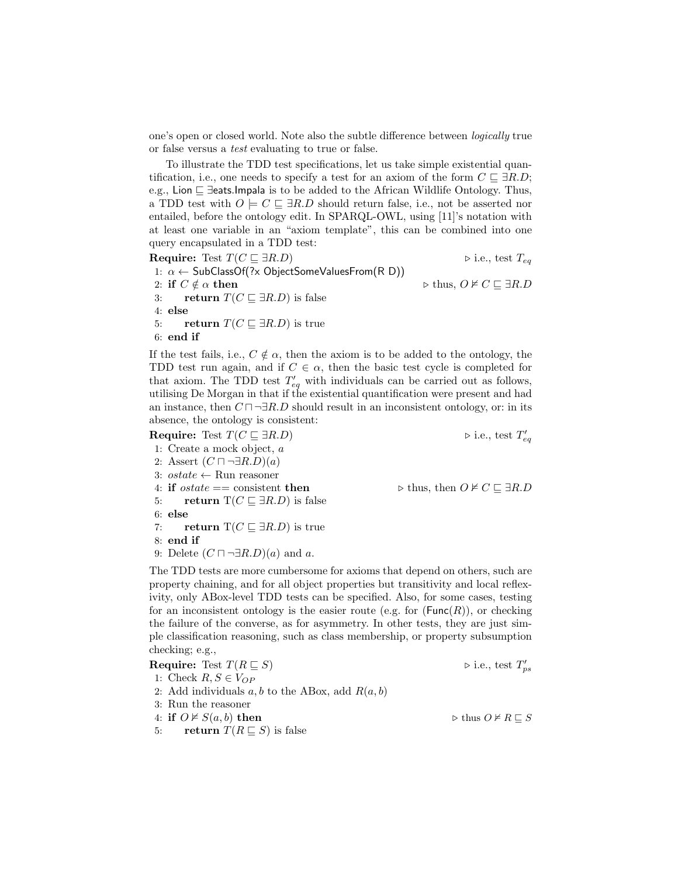one's open or closed world. Note also the subtle difference between *logically* true or false versus a *test* evaluating to true or false.

To illustrate the TDD test specifications, let us take simple existential quantification, i.e., one needs to specify a test for an axiom of the form $C \sqsubseteq \exists R.D$; e.g., Lion $\sqsubseteq \exists$eats.Impala is to be added to the African Wildlife Ontology. Thus, a TDD test with $O \models C \sqsubseteq \exists R.D$ should return false, i.e., not be asserted nor entailed, before the ontology edit. In SPARQL-OWL, using [11]'s notation with at least one variable in an "axiom template", this can be combined into one query encapsulated in a TDD test:

**Require:** Test $T(C \sqsubseteq \exists R.D)$ ▷ i.e., test $T_{eq}$

1: $\alpha \leftarrow$ SubClassOf(?x ObjectSomeValuesFrom(R D))
2: **if** $C \notin \alpha$ **then** ▷ thus, $O \nvDash C \sqsubseteq \exists R.D$
3: &nbsp;&nbsp;&nbsp;&nbsp;**return** $T(C \sqsubseteq \exists R.D)$ is false
4: **else**
5: &nbsp;&nbsp;&nbsp;&nbsp;**return** $T(C \sqsubseteq \exists R.D)$ is true
6: **end if**

If the test fails, i.e., $C \notin \alpha$, then the axiom is to be added to the ontology, the TDD test run again, and if $C \in \alpha$, then the basic test cycle is completed for that axiom. The TDD test $T'_{eq}$ with individuals can be carried out as follows, utilising De Morgan in that if the existential quantification were present and had an instance, then $C \sqcap \neg\exists R.D$ should result in an inconsistent ontology, or: in its absence, the ontology is consistent:

**Require:** Test $T(C \sqsubseteq \exists R.D)$ ▷ i.e., test $T'_{eq}$

1: Create a mock object, $a$
2: Assert $(C \sqcap \neg\exists R.D)(a)$
3: $ostate \leftarrow$ Run reasoner
4: **if** $ostate ==$ consistent **then** ▷ thus, then $O \nvDash C \sqsubseteq \exists R.D$
5: &nbsp;&nbsp;&nbsp;&nbsp;**return** $\mathrm{T}(C \sqsubseteq \exists R.D)$ is false
6: **else**
7: &nbsp;&nbsp;&nbsp;&nbsp;**return** $\mathrm{T}(C \sqsubseteq \exists R.D)$ is true
8: **end if**
9: Delete $(C \sqcap \neg\exists R.D)(a)$ and $a$.

The TDD tests are more cumbersome for axioms that depend on others, such are property chaining, and for all object properties but transitivity and local reflexivity, only ABox-level TDD tests can be specified. Also, for some cases, testing for an inconsistent ontology is the easier route (e.g. for (Func($R$)), or checking the failure of the converse, as for asymmetry. In other tests, they are just simple classification reasoning, such as class membership, or property subsumption checking; e.g.,

**Require:** Test $T(R \sqsubseteq S)$ ▷ i.e., test $T'_{ps}$

1: Check $R, S \in V_{OP}$
2: Add individuals $a, b$ to the ABox, add $R(a, b)$
3: Run the reasoner
4: **if** $O \nvDash S(a, b)$ **then** ▷ thus $O \nvDash R \sqsubseteq S$
5: &nbsp;&nbsp;&nbsp;&nbsp;**return** $T(R \sqsubseteq S)$ is false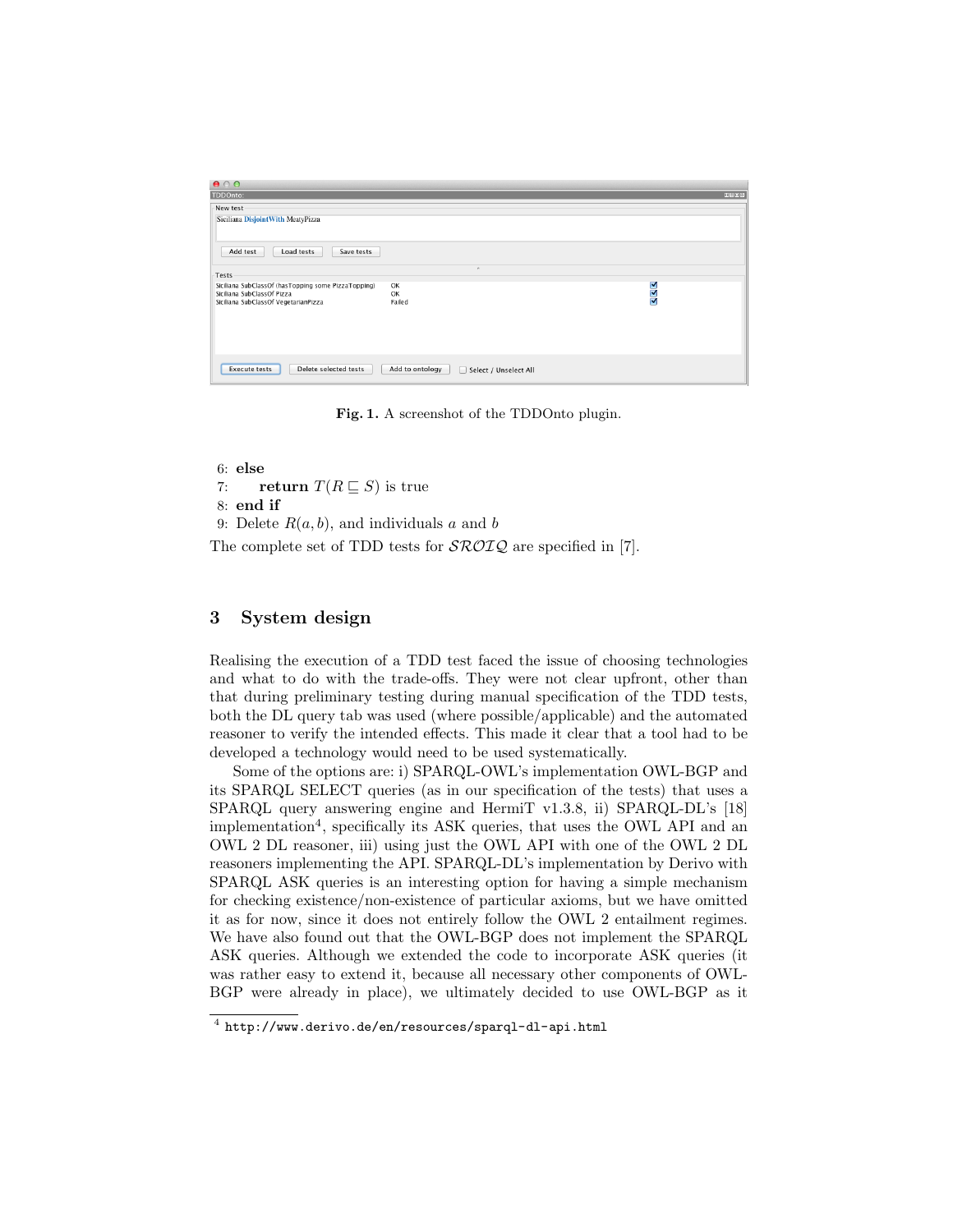Fig. 1. A screenshot of the TDDOnto plugin.

6: **else**
7: **return** $T(R \sqsubseteq S)$ is true
8: **end if**
9: Delete $R(a, b)$, and individuals $a$ and $b$

The complete set of TDD tests for $\mathcal{SROIQ}$ are specified in [7].

## 3 System design

Realising the execution of a TDD test faced the issue of choosing technologies and what to do with the trade-offs. They were not clear upfront, other than that during preliminary testing during manual specification of the TDD tests, both the DL query tab was used (where possible/applicable) and the automated reasoner to verify the intended effects. This made it clear that a tool had to be developed a technology would need to be used systematically.

Some of the options are: i) SPARQL-OWL's implementation OWL-BGP and its SPARQL SELECT queries (as in our specification of the tests) that uses a SPARQL query answering engine and HermiT v1.3.8, ii) SPARQL-DL's [18] implementation[4], specifically its ASK queries, that uses the OWL API and an OWL 2 DL reasoner, iii) using just the OWL API with one of the OWL 2 DL reasoners implementing the API. SPARQL-DL's implementation by Derivo with SPARQL ASK queries is an interesting option for having a simple mechanism for checking existence/non-existence of particular axioms, but we have omitted it as for now, since it does not entirely follow the OWL 2 entailment regimes. We have also found out that the OWL-BGP does not implement the SPARQL ASK queries. Although we extended the code to incorporate ASK queries (it was rather easy to extend it, because all necessary other components of OWL-BGP were already in place), we ultimately decided to use OWL-BGP as it

[4] `http://www.derivo.de/en/resources/sparql-dl-api.html`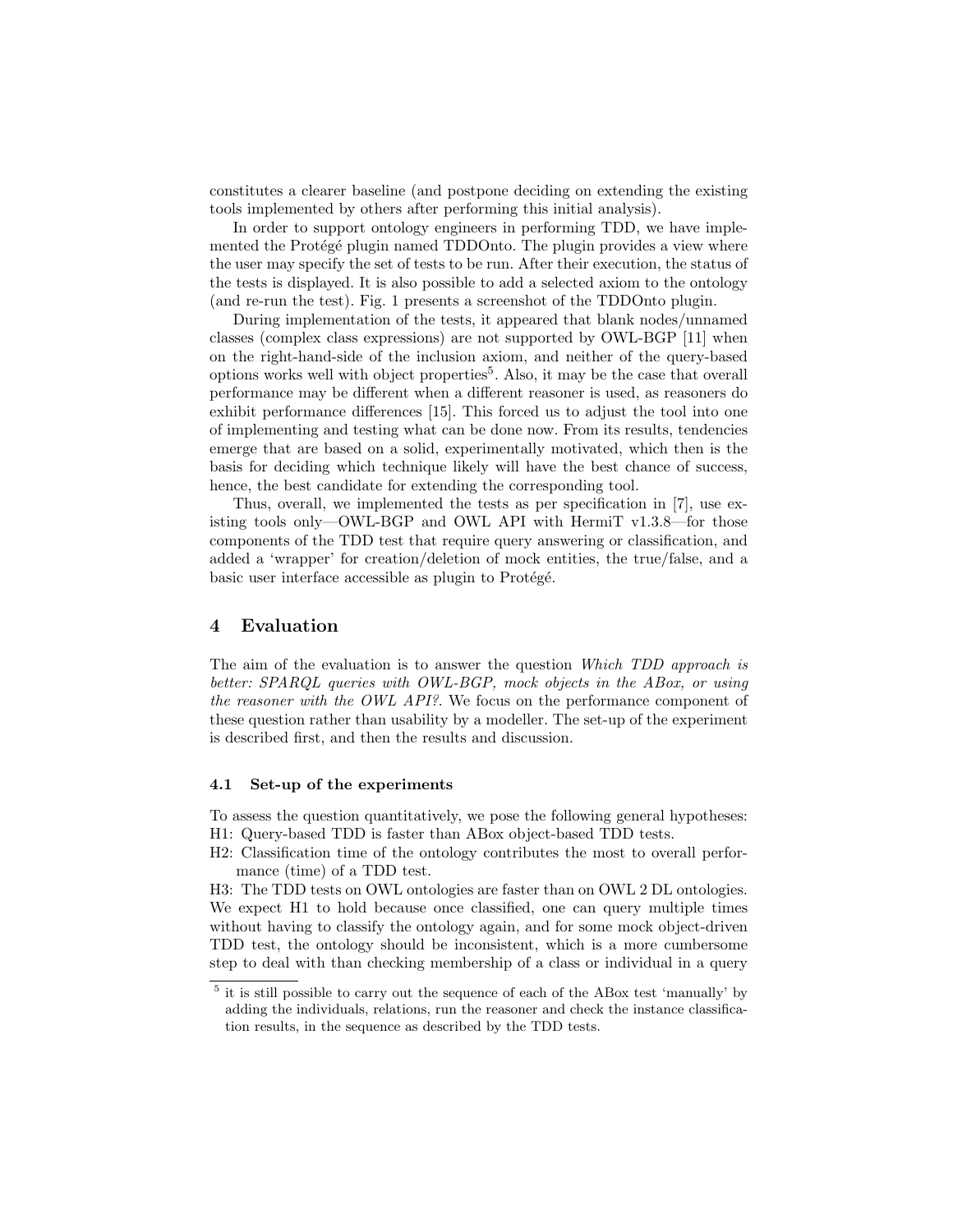constitutes a clearer baseline (and postpone deciding on extending the existing tools implemented by others after performing this initial analysis).

In order to support ontology engineers in performing TDD, we have implemented the Protégé plugin named TDDOnto. The plugin provides a view where the user may specify the set of tests to be run. After their execution, the status of the tests is displayed. It is also possible to add a selected axiom to the ontology (and re-run the test). Fig. 1 presents a screenshot of the TDDOnto plugin.

During implementation of the tests, it appeared that blank nodes/unnamed classes (complex class expressions) are not supported by OWL-BGP [11] when on the right-hand-side of the inclusion axiom, and neither of the query-based options works well with object properties[5]. Also, it may be the case that overall performance may be different when a different reasoner is used, as reasoners do exhibit performance differences [15]. This forced us to adjust the tool into one of implementing and testing what can be done now. From its results, tendencies emerge that are based on a solid, experimentally motivated, which then is the basis for deciding which technique likely will have the best chance of success, hence, the best candidate for extending the corresponding tool.

Thus, overall, we implemented the tests as per specification in [7], use existing tools only—OWL-BGP and OWL API with HermiT v1.3.8—for those components of the TDD test that require query answering or classification, and added a 'wrapper' for creation/deletion of mock entities, the true/false, and a basic user interface accessible as plugin to Protégé.

## 4 Evaluation

The aim of the evaluation is to answer the question *Which TDD approach is better: SPARQL queries with OWL-BGP, mock objects in the ABox, or using the reasoner with the OWL API?*. We focus on the performance component of these question rather than usability by a modeller. The set-up of the experiment is described first, and then the results and discussion.

### 4.1 Set-up of the experiments

To assess the question quantitatively, we pose the following general hypotheses:

H1: Query-based TDD is faster than ABox object-based TDD tests.

H2: Classification time of the ontology contributes the most to overall performance (time) of a TDD test.

H3: The TDD tests on OWL ontologies are faster than on OWL 2 DL ontologies.

We expect H1 to hold because once classified, one can query multiple times without having to classify the ontology again, and for some mock object-driven TDD test, the ontology should be inconsistent, which is a more cumbersome step to deal with than checking membership of a class or individual in a query

[5] it is still possible to carry out the sequence of each of the ABox test 'manually' by adding the individuals, relations, run the reasoner and check the instance classification results, in the sequence as described by the TDD tests.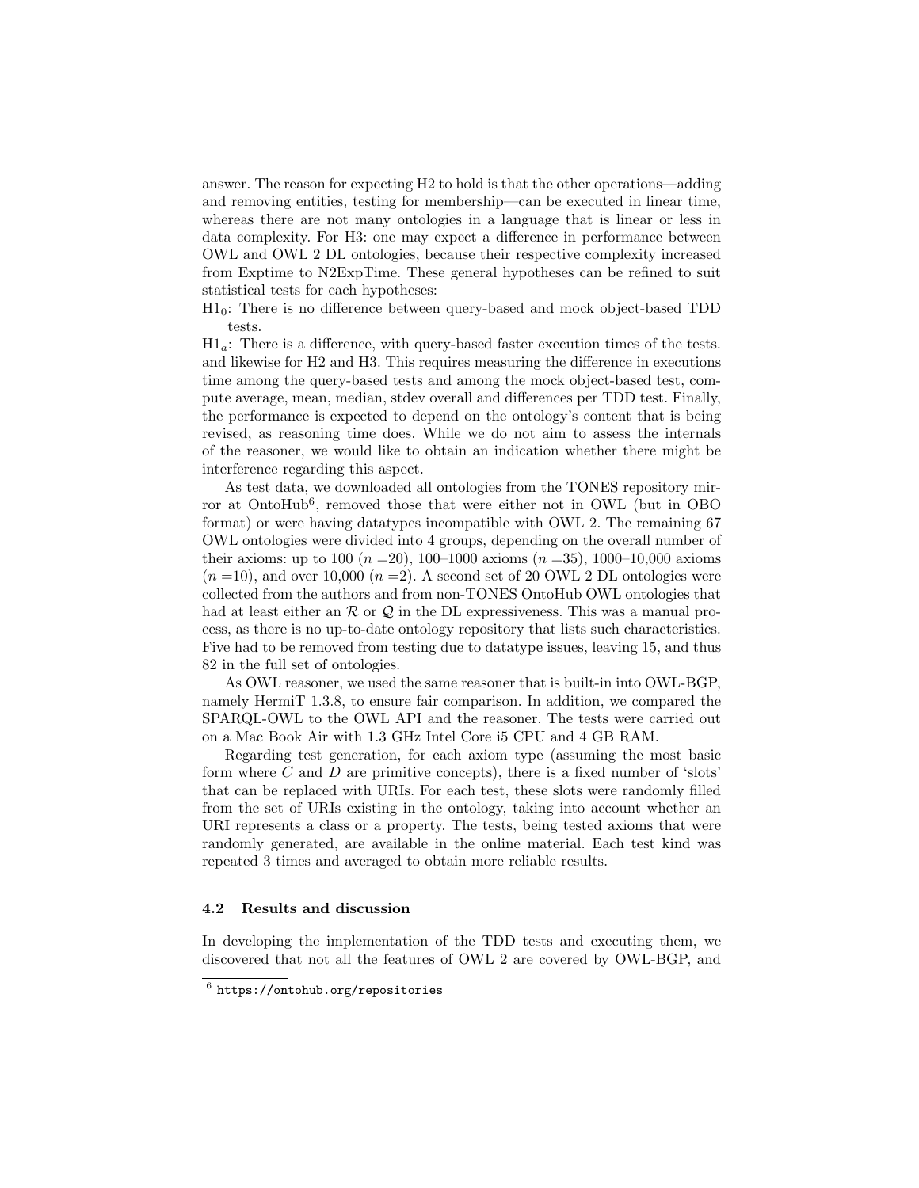answer. The reason for expecting H2 to hold is that the other operations—adding and removing entities, testing for membership—can be executed in linear time, whereas there are not many ontologies in a language that is linear or less in data complexity. For H3: one may expect a difference in performance between OWL and OWL 2 DL ontologies, because their respective complexity increased from Exptime to N2ExpTime. These general hypotheses can be refined to suit statistical tests for each hypotheses:

$H1_0$: There is no difference between query-based and mock object-based TDD tests.

$H1_a$: There is a difference, with query-based faster execution times of the tests.

and likewise for H2 and H3. This requires measuring the difference in executions time among the query-based tests and among the mock object-based test, compute average, mean, median, stdev overall and differences per TDD test. Finally, the performance is expected to depend on the ontology's content that is being revised, as reasoning time does. While we do not aim to assess the internals of the reasoner, we would like to obtain an indication whether there might be interference regarding this aspect.

As test data, we downloaded all ontologies from the TONES repository mirror at OntoHub[6], removed those that were either not in OWL (but in OBO format) or were having datatypes incompatible with OWL 2. The remaining 67 OWL ontologies were divided into 4 groups, depending on the overall number of their axioms: up to 100 ($n = 20$), 100–1000 axioms ($n = 35$), 1000–10,000 axioms ($n = 10$), and over 10,000 ($n = 2$). A second set of 20 OWL 2 DL ontologies were collected from the authors and from non-TONES OntoHub OWL ontologies that had at least either an $\mathcal{R}$ or $\mathcal{Q}$ in the DL expressiveness. This was a manual process, as there is no up-to-date ontology repository that lists such characteristics. Five had to be removed from testing due to datatype issues, leaving 15, and thus 82 in the full set of ontologies.

As OWL reasoner, we used the same reasoner that is built-in into OWL-BGP, namely HermiT 1.3.8, to ensure fair comparison. In addition, we compared the SPARQL-OWL to the OWL API and the reasoner. The tests were carried out on a Mac Book Air with 1.3 GHz Intel Core i5 CPU and 4 GB RAM.

Regarding test generation, for each axiom type (assuming the most basic form where $C$ and $D$ are primitive concepts), there is a fixed number of 'slots' that can be replaced with URIs. For each test, these slots were randomly filled from the set of URIs existing in the ontology, taking into account whether an URI represents a class or a property. The tests, being tested axioms that were randomly generated, are available in the online material. Each test kind was repeated 3 times and averaged to obtain more reliable results.

### 4.2 Results and discussion

In developing the implementation of the TDD tests and executing them, we discovered that not all the features of OWL 2 are covered by OWL-BGP, and

[6] https://ontohub.org/repositories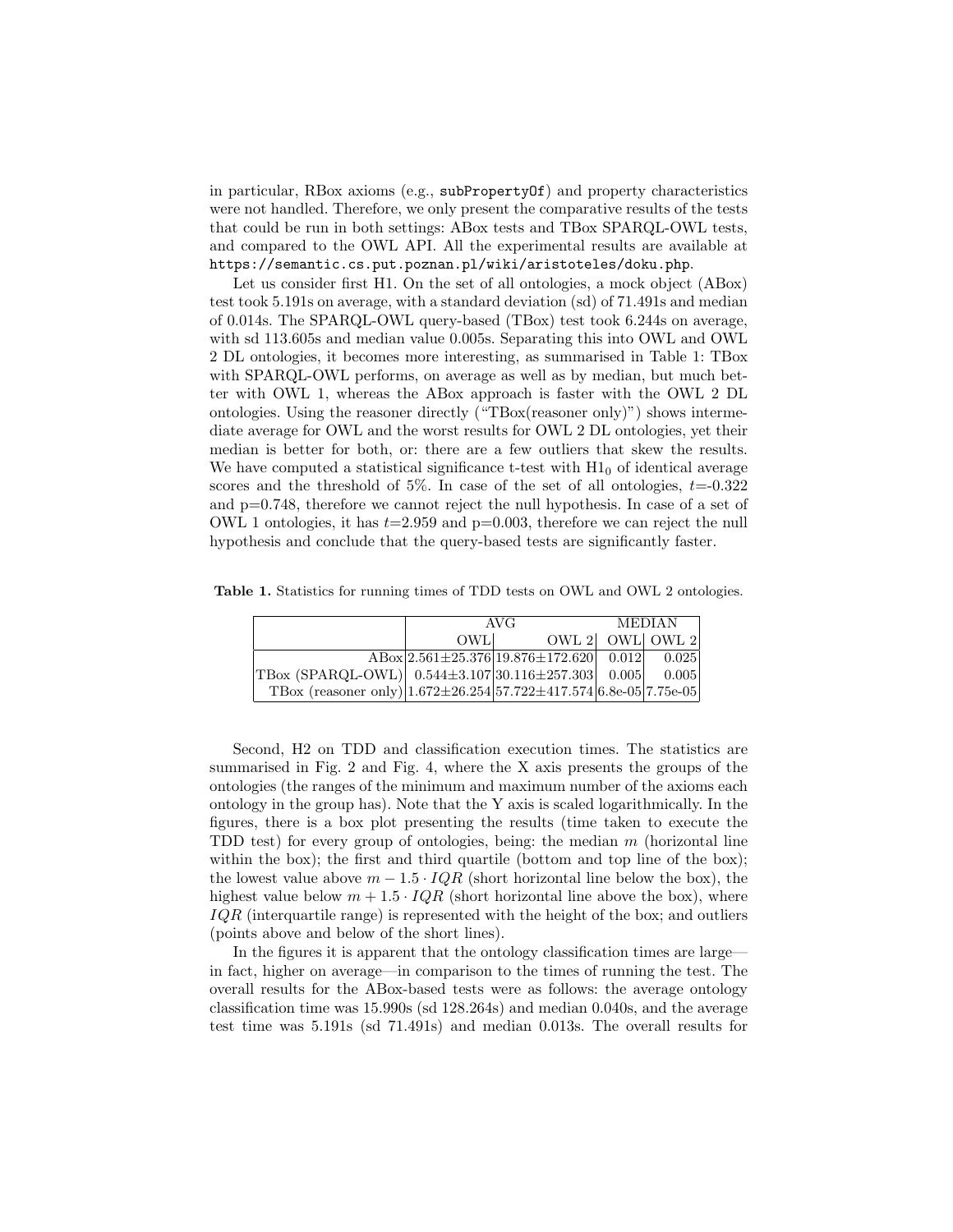in particular, RBox axioms (e.g., `subPropertyOf`) and property characteristics were not handled. Therefore, we only present the comparative results of the tests that could be run in both settings: ABox tests and TBox SPARQL-OWL tests, and compared to the OWL API. All the experimental results are available at `https://semantic.cs.put.poznan.pl/wiki/aristoteles/doku.php`.

Let us consider first H1. On the set of all ontologies, a mock object (ABox) test took 5.191s on average, with a standard deviation (sd) of 71.491s and median of 0.014s. The SPARQL-OWL query-based (TBox) test took 6.244s on average, with sd 113.605s and median value 0.005s. Separating this into OWL and OWL 2 DL ontologies, it becomes more interesting, as summarised in Table 1: TBox with SPARQL-OWL performs, on average as well as by median, but much better with OWL 1, whereas the ABox approach is faster with the OWL 2 DL ontologies. Using the reasoner directly ("TBox(reasoner only)") shows intermediate average for OWL and the worst results for OWL 2 DL ontologies, yet their median is better for both, or: there are a few outliers that skew the results. We have computed a statistical significance t-test with $H1_0$ of identical average scores and the threshold of 5%. In case of the set of all ontologies, $t$=-0.322 and p=0.748, therefore we cannot reject the null hypothesis. In case of a set of OWL 1 ontologies, it has $t$=2.959 and p=0.003, therefore we can reject the null hypothesis and conclude that the query-based tests are significantly faster.

**Table 1.** Statistics for running times of TDD tests on OWL and OWL 2 ontologies.

| | AVG | | MEDIAN | |
|---|---|---|---|---|
| | OWL | OWL 2 | OWL | OWL 2 |
| ABox | 2.561±25.376 | 19.876±172.620 | 0.012 | 0.025 |
| TBox (SPARQL-OWL) | 0.544±3.107 | 30.116±257.303 | 0.005 | 0.005 |
| TBox (reasoner only) | 1.672±26.254 | 57.722±417.574 | 6.8e-05 | 7.75e-05 |

Second, H2 on TDD and classification execution times. The statistics are summarised in Fig. 2 and Fig. 4, where the X axis presents the groups of the ontologies (the ranges of the minimum and maximum number of the axioms each ontology in the group has). Note that the Y axis is scaled logarithmically. In the figures, there is a box plot presenting the results (time taken to execute the TDD test) for every group of ontologies, being: the median $m$ (horizontal line within the box); the first and third quartile (bottom and top line of the box); the lowest value above $m - 1.5 \cdot IQR$ (short horizontal line below the box), the highest value below $m + 1.5 \cdot IQR$ (short horizontal line above the box), where $IQR$ (interquartile range) is represented with the height of the box; and outliers (points above and below of the short lines).

In the figures it is apparent that the ontology classification times are large—in fact, higher on average—in comparison to the times of running the test. The overall results for the ABox-based tests were as follows: the average ontology classification time was 15.990s (sd 128.264s) and median 0.040s, and the average test time was 5.191s (sd 71.491s) and median 0.013s. The overall results for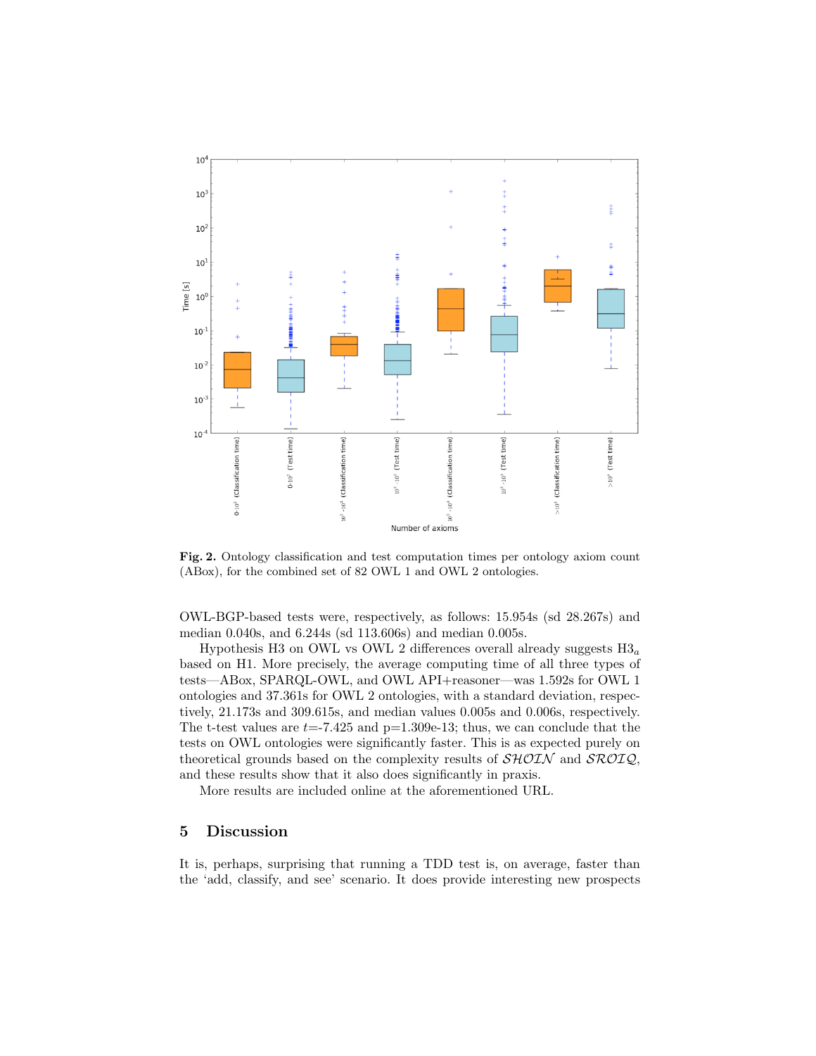**Fig. 2.** Ontology classification and test computation times per ontology axiom count (ABox), for the combined set of 82 OWL 1 and OWL 2 ontologies.

OWL-BGP-based tests were, respectively, as follows: 15.954s (sd 28.267s) and median 0.040s, and 6.244s (sd 113.606s) and median 0.005s.

Hypothesis H3 on OWL vs OWL 2 differences overall already suggests $H3_a$ based on H1. More precisely, the average computing time of all three types of tests—ABox, SPARQL-OWL, and OWL API+reasoner—was 1.592s for OWL 1 ontologies and 37.361s for OWL 2 ontologies, with a standard deviation, respectively, 21.173s and 309.615s, and median values 0.005s and 0.006s, respectively. The t-test values are $t$=-7.425 and p=1.309e-13; thus, we can conclude that the tests on OWL ontologies were significantly faster. This is as expected purely on theoretical grounds based on the complexity results of $\mathcal{SHOIN}$ and $\mathcal{SROIQ}$, and these results show that it also does significantly in praxis.

More results are included online at the aforementioned URL.

## 5 Discussion

It is, perhaps, surprising that running a TDD test is, on average, faster than the 'add, classify, and see' scenario. It does provide interesting new prospects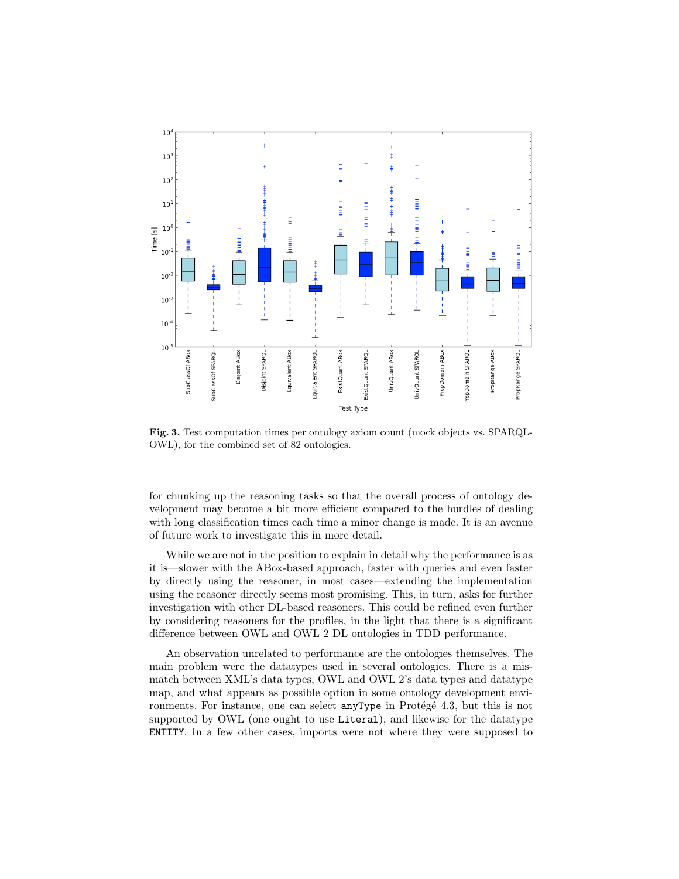**Fig. 3.** Test computation times per ontology axiom count (mock objects vs. SPARQL-OWL), for the combined set of 82 ontologies.

for chunking up the reasoning tasks so that the overall process of ontology development may become a bit more efficient compared to the hurdles of dealing with long classification times each time a minor change is made. It is an avenue of future work to investigate this in more detail.

While we are not in the position to explain in detail why the performance is as it is—slower with the ABox-based approach, faster with queries and even faster by directly using the reasoner, in most cases—extending the implementation using the reasoner directly seems most promising. This, in turn, asks for further investigation with other DL-based reasoners. This could be refined even further by considering reasoners for the profiles, in the light that there is a significant difference between OWL and OWL 2 DL ontologies in TDD performance.

An observation unrelated to performance are the ontologies themselves. The main problem were the datatypes used in several ontologies. There is a mismatch between XML's data types, OWL and OWL 2's data types and datatype map, and what appears as possible option in some ontology development environments. For instance, one can select `anyType` in Protégé 4.3, but this is not supported by OWL (one ought to use `Literal`), and likewise for the datatype `ENTITY`. In a few other cases, imports were not where they were supposed to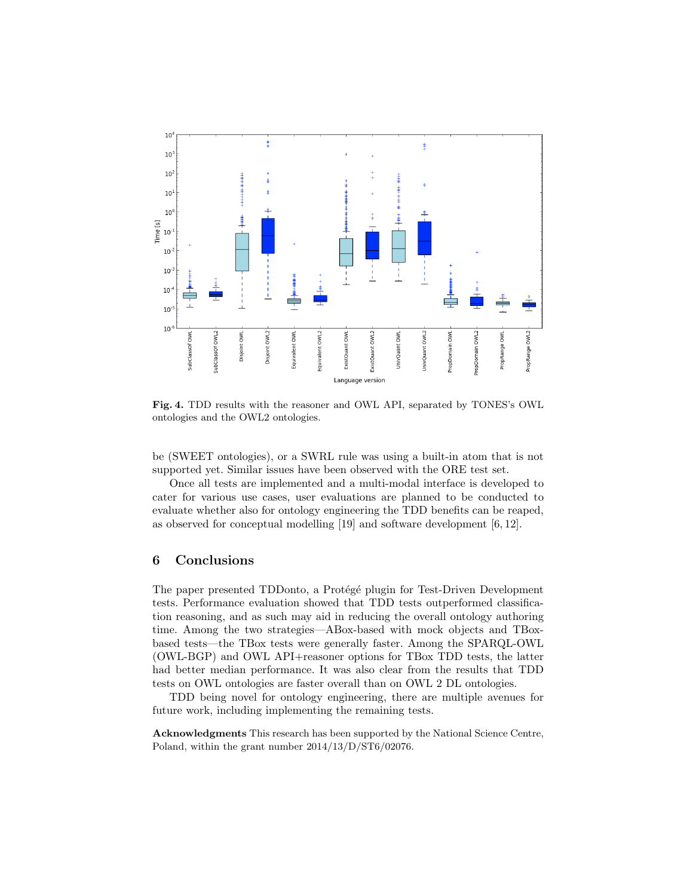**Fig. 4.** TDD results with the reasoner and OWL API, separated by TONES's OWL ontologies and the OWL2 ontologies.

be (SWEET ontologies), or a SWRL rule was using a built-in atom that is not supported yet. Similar issues have been observed with the ORE test set.

Once all tests are implemented and a multi-modal interface is developed to cater for various use cases, user evaluations are planned to be conducted to evaluate whether also for ontology engineering the TDD benefits can be reaped, as observed for conceptual modelling [19] and software development [6, 12].

## 6 Conclusions

The paper presented TDDonto, a Protégé plugin for Test-Driven Development tests. Performance evaluation showed that TDD tests outperformed classification reasoning, and as such may aid in reducing the overall ontology authoring time. Among the two strategies—ABox-based with mock objects and TBox-based tests—the TBox tests were generally faster. Among the SPARQL-OWL (OWL-BGP) and OWL API+reasoner options for TBox TDD tests, the latter had better median performance. It was also clear from the results that TDD tests on OWL ontologies are faster overall than on OWL 2 DL ontologies.

TDD being novel for ontology engineering, there are multiple avenues for future work, including implementing the remaining tests.

**Acknowledgments** This research has been supported by the National Science Centre, Poland, within the grant number 2014/13/D/ST6/02076.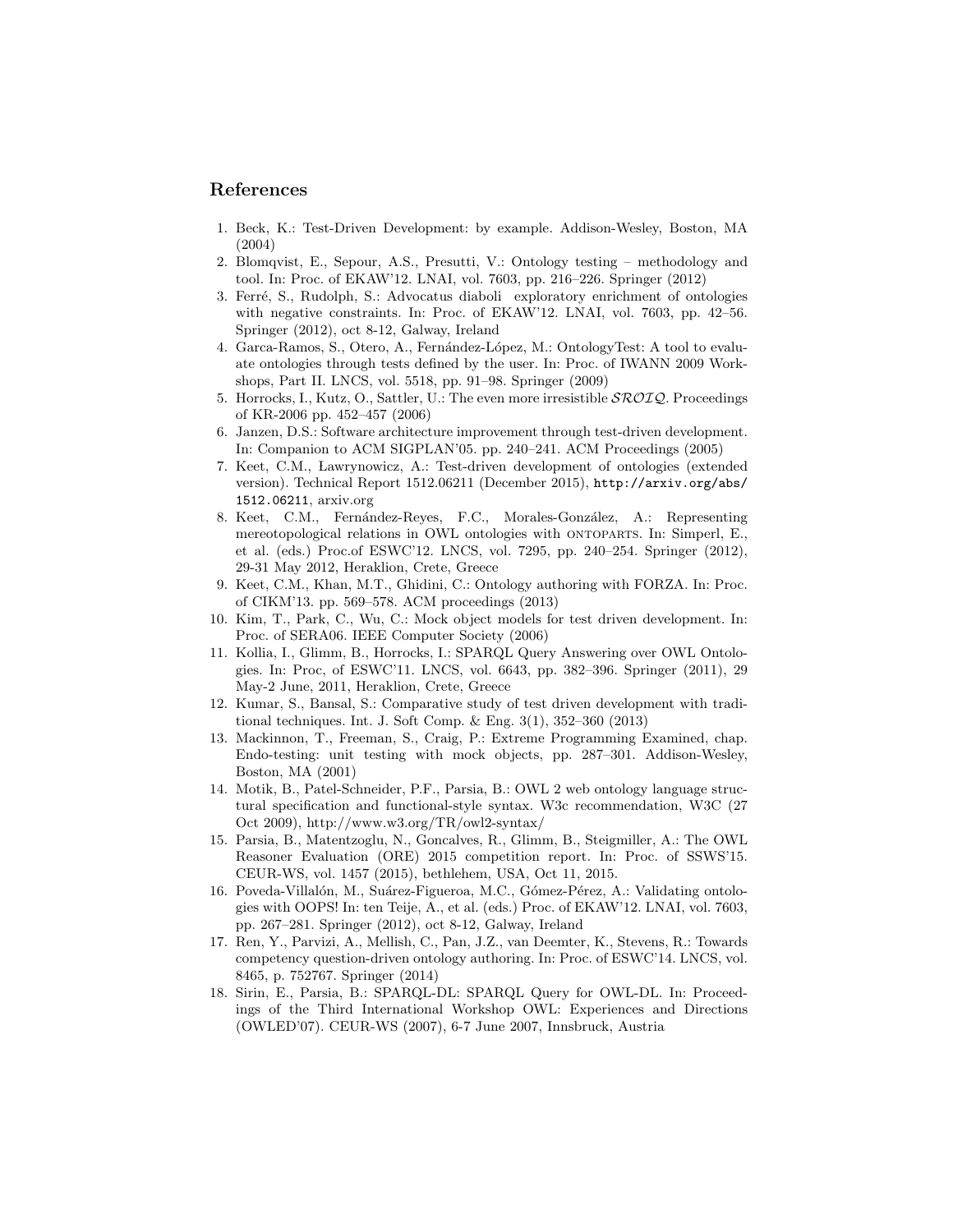## References

1. Beck, K.: Test-Driven Development: by example. Addison-Wesley, Boston, MA (2004)
2. Blomqvist, E., Sepour, A.S., Presutti, V.: Ontology testing – methodology and tool. In: Proc. of EKAW'12. LNAI, vol. 7603, pp. 216–226. Springer (2012)
3. Ferré, S., Rudolph, S.: Advocatus diaboli exploratory enrichment of ontologies with negative constraints. In: Proc. of EKAW'12. LNAI, vol. 7603, pp. 42–56. Springer (2012), oct 8-12, Galway, Ireland
4. Garca-Ramos, S., Otero, A., Fernández-López, M.: OntologyTest: A tool to evaluate ontologies through tests defined by the user. In: Proc. of IWANN 2009 Workshops, Part II. LNCS, vol. 5518, pp. 91–98. Springer (2009)
5. Horrocks, I., Kutz, O., Sattler, U.: The even more irresistible $\mathcal{SROIQ}$. Proceedings of KR-2006 pp. 452–457 (2006)
6. Janzen, D.S.: Software architecture improvement through test-driven development. In: Companion to ACM SIGPLAN'05. pp. 240–241. ACM Proceedings (2005)
7. Keet, C.M., Lawrynowicz, A.: Test-driven development of ontologies (extended version). Technical Report 1512.06211 (December 2015), `http://arxiv.org/abs/1512.06211`, arxiv.org
8. Keet, C.M., Fernández-Reyes, F.C., Morales-González, A.: Representing mereotopological relations in OWL ontologies with ONTOPARTS. In: Simperl, E., et al. (eds.) Proc.of ESWC'12. LNCS, vol. 7295, pp. 240–254. Springer (2012), 29-31 May 2012, Heraklion, Crete, Greece
9. Keet, C.M., Khan, M.T., Ghidini, C.: Ontology authoring with FORZA. In: Proc. of CIKM'13. pp. 569–578. ACM proceedings (2013)
10. Kim, T., Park, C., Wu, C.: Mock object models for test driven development. In: Proc. of SERA06. IEEE Computer Society (2006)
11. Kollia, I., Glimm, B., Horrocks, I.: SPARQL Query Answering over OWL Ontologies. In: Proc, of ESWC'11. LNCS, vol. 6643, pp. 382–396. Springer (2011), 29 May-2 June, 2011, Heraklion, Crete, Greece
12. Kumar, S., Bansal, S.: Comparative study of test driven development with traditional techniques. Int. J. Soft Comp. & Eng. 3(1), 352–360 (2013)
13. Mackinnon, T., Freeman, S., Craig, P.: Extreme Programming Examined, chap. Endo-testing: unit testing with mock objects, pp. 287–301. Addison-Wesley, Boston, MA (2001)
14. Motik, B., Patel-Schneider, P.F., Parsia, B.: OWL 2 web ontology language structural specification and functional-style syntax. W3c recommendation, W3C (27 Oct 2009), http://www.w3.org/TR/owl2-syntax/
15. Parsia, B., Matentzoglu, N., Goncalves, R., Glimm, B., Steigmiller, A.: The OWL Reasoner Evaluation (ORE) 2015 competition report. In: Proc. of SSWS'15. CEUR-WS, vol. 1457 (2015), bethlehem, USA, Oct 11, 2015.
16. Poveda-Villalón, M., Suárez-Figueroa, M.C., Gómez-Pérez, A.: Validating ontologies with OOPS! In: ten Teije, A., et al. (eds.) Proc. of EKAW'12. LNAI, vol. 7603, pp. 267–281. Springer (2012), oct 8-12, Galway, Ireland
17. Ren, Y., Parvizi, A., Mellish, C., Pan, J.Z., van Deemter, K., Stevens, R.: Towards competency question-driven ontology authoring. In: Proc. of ESWC'14. LNCS, vol. 8465, p. 752767. Springer (2014)
18. Sirin, E., Parsia, B.: SPARQL-DL: SPARQL Query for OWL-DL. In: Proceedings of the Third International Workshop OWL: Experiences and Directions (OWLED'07). CEUR-WS (2007), 6-7 June 2007, Innsbruck, Austria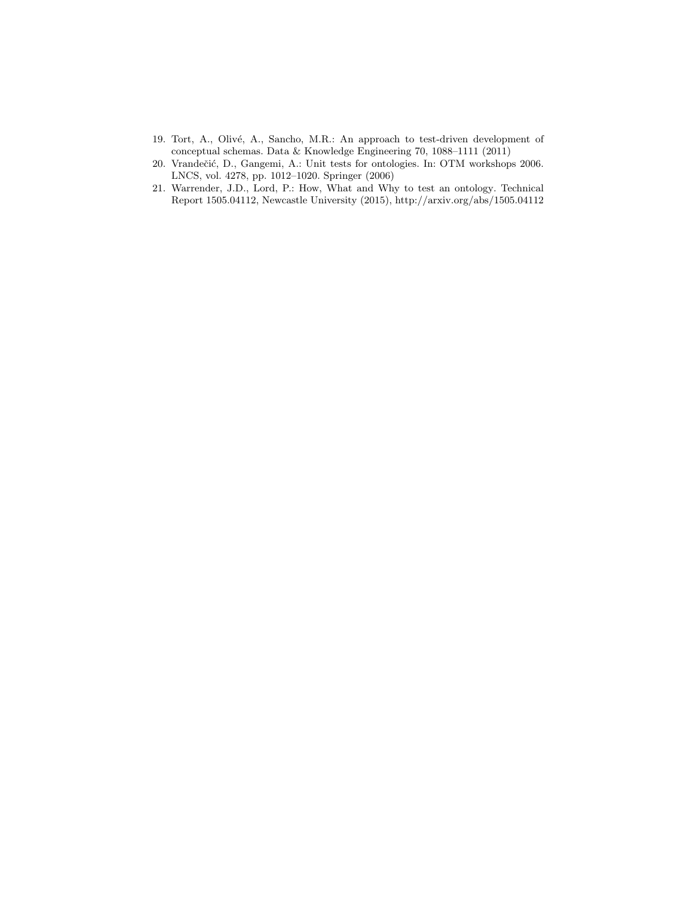19. Tort, A., Olivé, A., Sancho, M.R.: An approach to test-driven development of conceptual schemas. Data & Knowledge Engineering 70, 1088–1111 (2011)
20. Vrandečić, D., Gangemi, A.: Unit tests for ontologies. In: OTM workshops 2006. LNCS, vol. 4278, pp. 1012–1020. Springer (2006)
21. Warrender, J.D., Lord, P.: How, What and Why to test an ontology. Technical Report 1505.04112, Newcastle University (2015), http://arxiv.org/abs/1505.04112